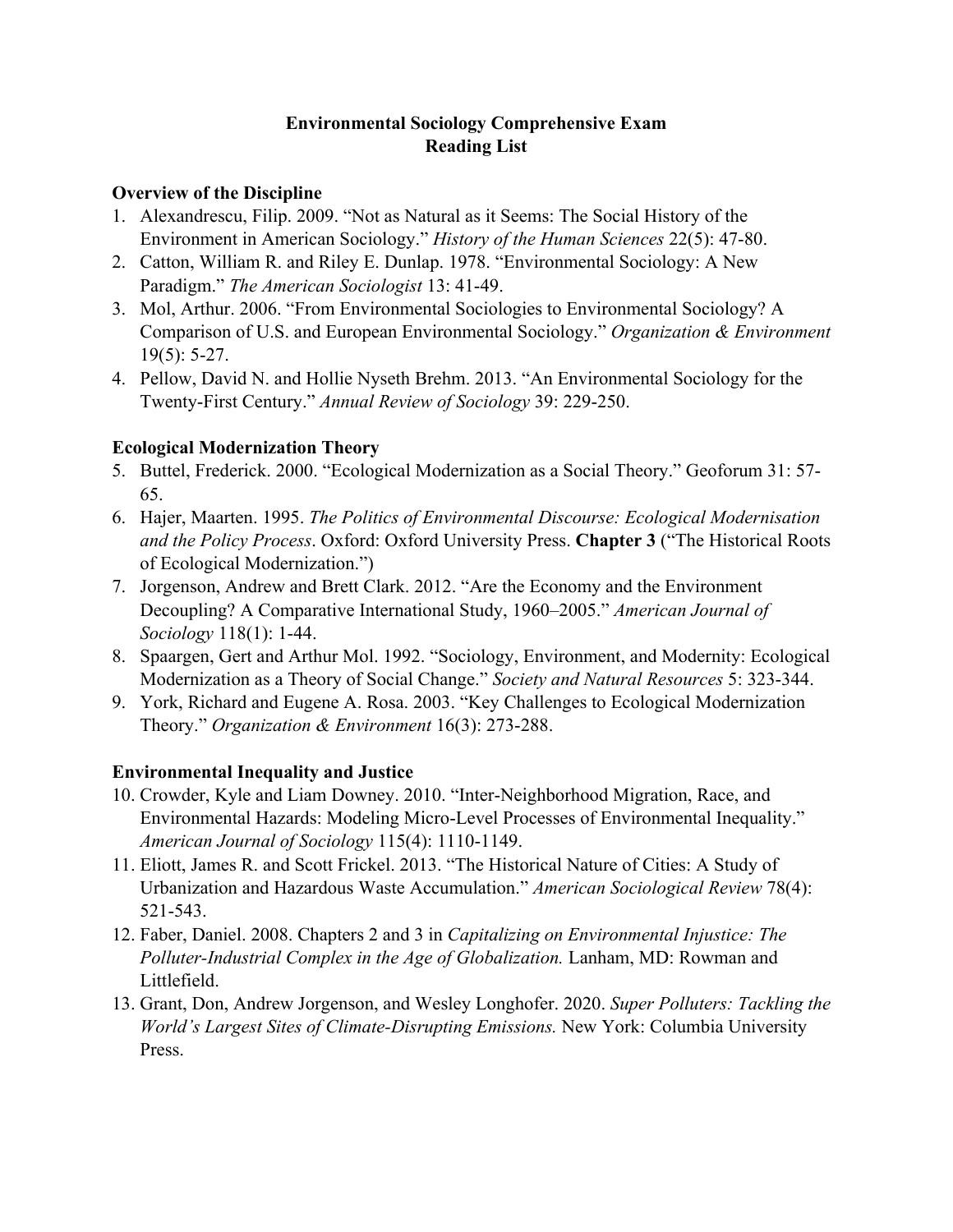# Environmental Sociology Comprehensive Exam
# Reading List

## Overview of the Discipline

1. Alexandrescu, Filip. 2009. "Not as Natural as it Seems: The Social History of the Environment in American Sociology." *History of the Human Sciences* 22(5): 47-80.
2. Catton, William R. and Riley E. Dunlap. 1978. "Environmental Sociology: A New Paradigm." *The American Sociologist* 13: 41-49.
3. Mol, Arthur. 2006. "From Environmental Sociologies to Environmental Sociology? A Comparison of U.S. and European Environmental Sociology." *Organization & Environment* 19(5): 5-27.
4. Pellow, David N. and Hollie Nyseth Brehm. 2013. "An Environmental Sociology for the Twenty-First Century." *Annual Review of Sociology* 39: 229-250.

## Ecological Modernization Theory

5. Buttel, Frederick. 2000. "Ecological Modernization as a Social Theory." Geoforum 31: 57-65.
6. Hajer, Maarten. 1995. *The Politics of Environmental Discourse: Ecological Modernisation and the Policy Process*. Oxford: Oxford University Press. **Chapter 3** ("The Historical Roots of Ecological Modernization.")
7. Jorgenson, Andrew and Brett Clark. 2012. "Are the Economy and the Environment Decoupling? A Comparative International Study, 1960–2005." *American Journal of Sociology* 118(1): 1-44.
8. Spaargen, Gert and Arthur Mol. 1992. "Sociology, Environment, and Modernity: Ecological Modernization as a Theory of Social Change." *Society and Natural Resources* 5: 323-344.
9. York, Richard and Eugene A. Rosa. 2003. "Key Challenges to Ecological Modernization Theory." *Organization & Environment* 16(3): 273-288.

## Environmental Inequality and Justice

10. Crowder, Kyle and Liam Downey. 2010. "Inter-Neighborhood Migration, Race, and Environmental Hazards: Modeling Micro-Level Processes of Environmental Inequality." *American Journal of Sociology* 115(4): 1110-1149.
11. Eliott, James R. and Scott Frickel. 2013. "The Historical Nature of Cities: A Study of Urbanization and Hazardous Waste Accumulation." *American Sociological Review* 78(4): 521-543.
12. Faber, Daniel. 2008. Chapters 2 and 3 in *Capitalizing on Environmental Injustice: The Polluter-Industrial Complex in the Age of Globalization.* Lanham, MD: Rowman and Littlefield.
13. Grant, Don, Andrew Jorgenson, and Wesley Longhofer. 2020. *Super Polluters: Tackling the World's Largest Sites of Climate-Disrupting Emissions.* New York: Columbia University Press.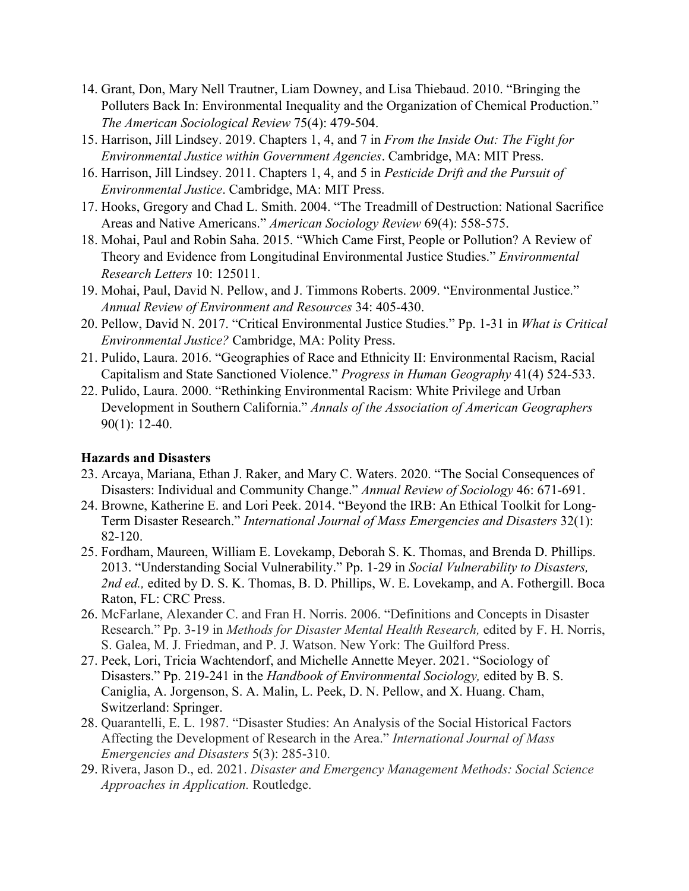14. Grant, Don, Mary Nell Trautner, Liam Downey, and Lisa Thiebaud. 2010. "Bringing the Polluters Back In: Environmental Inequality and the Organization of Chemical Production." *The American Sociological Review* 75(4): 479-504.
15. Harrison, Jill Lindsey. 2019. Chapters 1, 4, and 7 in *From the Inside Out: The Fight for Environmental Justice within Government Agencies*. Cambridge, MA: MIT Press.
16. Harrison, Jill Lindsey. 2011. Chapters 1, 4, and 5 in *Pesticide Drift and the Pursuit of Environmental Justice*. Cambridge, MA: MIT Press.
17. Hooks, Gregory and Chad L. Smith. 2004. "The Treadmill of Destruction: National Sacrifice Areas and Native Americans." *American Sociology Review* 69(4): 558-575.
18. Mohai, Paul and Robin Saha. 2015. "Which Came First, People or Pollution? A Review of Theory and Evidence from Longitudinal Environmental Justice Studies." *Environmental Research Letters* 10: 125011.
19. Mohai, Paul, David N. Pellow, and J. Timmons Roberts. 2009. "Environmental Justice." *Annual Review of Environment and Resources* 34: 405-430.
20. Pellow, David N. 2017. "Critical Environmental Justice Studies." Pp. 1-31 in *What is Critical Environmental Justice?* Cambridge, MA: Polity Press.
21. Pulido, Laura. 2016. "Geographies of Race and Ethnicity II: Environmental Racism, Racial Capitalism and State Sanctioned Violence." *Progress in Human Geography* 41(4) 524-533.
22. Pulido, Laura. 2000. "Rethinking Environmental Racism: White Privilege and Urban Development in Southern California." *Annals of the Association of American Geographers* 90(1): 12-40.

**Hazards and Disasters**

23. Arcaya, Mariana, Ethan J. Raker, and Mary C. Waters. 2020. "The Social Consequences of Disasters: Individual and Community Change." *Annual Review of Sociology* 46: 671-691.
24. Browne, Katherine E. and Lori Peek. 2014. "Beyond the IRB: An Ethical Toolkit for Long-Term Disaster Research." *International Journal of Mass Emergencies and Disasters* 32(1): 82-120.
25. Fordham, Maureen, William E. Lovekamp, Deborah S. K. Thomas, and Brenda D. Phillips. 2013. "Understanding Social Vulnerability." Pp. 1-29 in *Social Vulnerability to Disasters, 2nd ed.,* edited by D. S. K. Thomas, B. D. Phillips, W. E. Lovekamp, and A. Fothergill. Boca Raton, FL: CRC Press.
26. McFarlane, Alexander C. and Fran H. Norris. 2006. "Definitions and Concepts in Disaster Research." Pp. 3-19 in *Methods for Disaster Mental Health Research,* edited by F. H. Norris, S. Galea, M. J. Friedman, and P. J. Watson. New York: The Guilford Press.
27. Peek, Lori, Tricia Wachtendorf, and Michelle Annette Meyer. 2021. "Sociology of Disasters." Pp. 219-241 in the *Handbook of Environmental Sociology,* edited by B. S. Caniglia, A. Jorgenson, S. A. Malin, L. Peek, D. N. Pellow, and X. Huang. Cham, Switzerland: Springer.
28. Quarantelli, E. L. 1987. "Disaster Studies: An Analysis of the Social Historical Factors Affecting the Development of Research in the Area." *International Journal of Mass Emergencies and Disasters* 5(3): 285-310.
29. Rivera, Jason D., ed. 2021. *Disaster and Emergency Management Methods: Social Science Approaches in Application.* Routledge.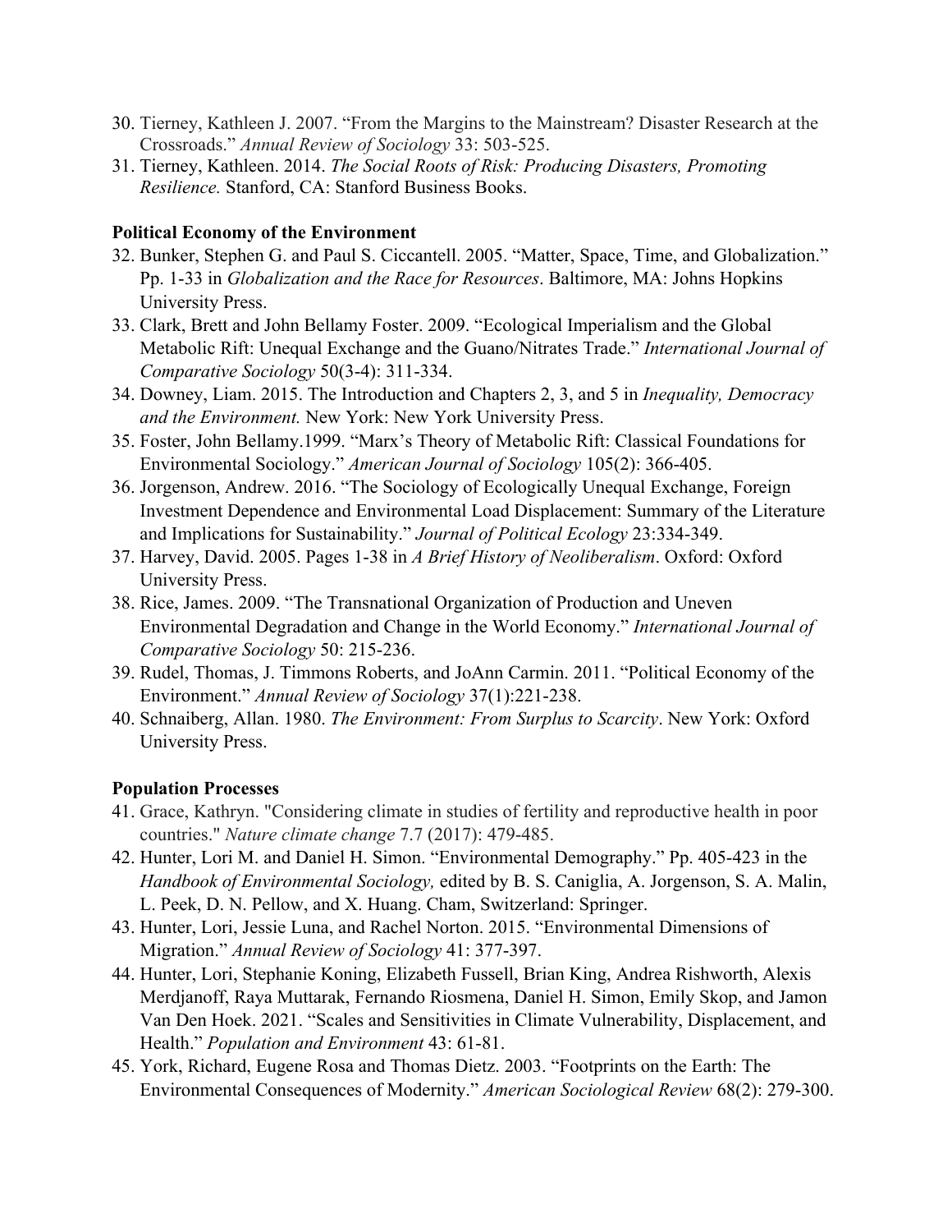30. Tierney, Kathleen J. 2007. "From the Margins to the Mainstream? Disaster Research at the Crossroads." *Annual Review of Sociology* 33: 503-525.
31. Tierney, Kathleen. 2014. *The Social Roots of Risk: Producing Disasters, Promoting Resilience.* Stanford, CA: Stanford Business Books.

**Political Economy of the Environment**

32. Bunker, Stephen G. and Paul S. Ciccantell. 2005. "Matter, Space, Time, and Globalization." Pp. 1-33 in *Globalization and the Race for Resources*. Baltimore, MA: Johns Hopkins University Press.
33. Clark, Brett and John Bellamy Foster. 2009. "Ecological Imperialism and the Global Metabolic Rift: Unequal Exchange and the Guano/Nitrates Trade." *International Journal of Comparative Sociology* 50(3-4): 311-334.
34. Downey, Liam. 2015. The Introduction and Chapters 2, 3, and 5 in *Inequality, Democracy and the Environment.* New York: New York University Press.
35. Foster, John Bellamy.1999. "Marx's Theory of Metabolic Rift: Classical Foundations for Environmental Sociology." *American Journal of Sociology* 105(2): 366-405.
36. Jorgenson, Andrew. 2016. "The Sociology of Ecologically Unequal Exchange, Foreign Investment Dependence and Environmental Load Displacement: Summary of the Literature and Implications for Sustainability." *Journal of Political Ecology* 23:334-349.
37. Harvey, David. 2005. Pages 1-38 in *A Brief History of Neoliberalism*. Oxford: Oxford University Press.
38. Rice, James. 2009. "The Transnational Organization of Production and Uneven Environmental Degradation and Change in the World Economy." *International Journal of Comparative Sociology* 50: 215-236.
39. Rudel, Thomas, J. Timmons Roberts, and JoAnn Carmin. 2011. "Political Economy of the Environment." *Annual Review of Sociology* 37(1):221-238.
40. Schnaiberg, Allan. 1980. *The Environment: From Surplus to Scarcity*. New York: Oxford University Press.

**Population Processes**

41. Grace, Kathryn. "Considering climate in studies of fertility and reproductive health in poor countries." *Nature climate change* 7.7 (2017): 479-485.
42. Hunter, Lori M. and Daniel H. Simon. "Environmental Demography." Pp. 405-423 in the *Handbook of Environmental Sociology,* edited by B. S. Caniglia, A. Jorgenson, S. A. Malin, L. Peek, D. N. Pellow, and X. Huang. Cham, Switzerland: Springer.
43. Hunter, Lori, Jessie Luna, and Rachel Norton. 2015. "Environmental Dimensions of Migration." *Annual Review of Sociology* 41: 377-397.
44. Hunter, Lori, Stephanie Koning, Elizabeth Fussell, Brian King, Andrea Rishworth, Alexis Merdjanoff, Raya Muttarak, Fernando Riosmena, Daniel H. Simon, Emily Skop, and Jamon Van Den Hoek. 2021. "Scales and Sensitivities in Climate Vulnerability, Displacement, and Health." *Population and Environment* 43: 61-81.
45. York, Richard, Eugene Rosa and Thomas Dietz. 2003. "Footprints on the Earth: The Environmental Consequences of Modernity." *American Sociological Review* 68(2): 279-300.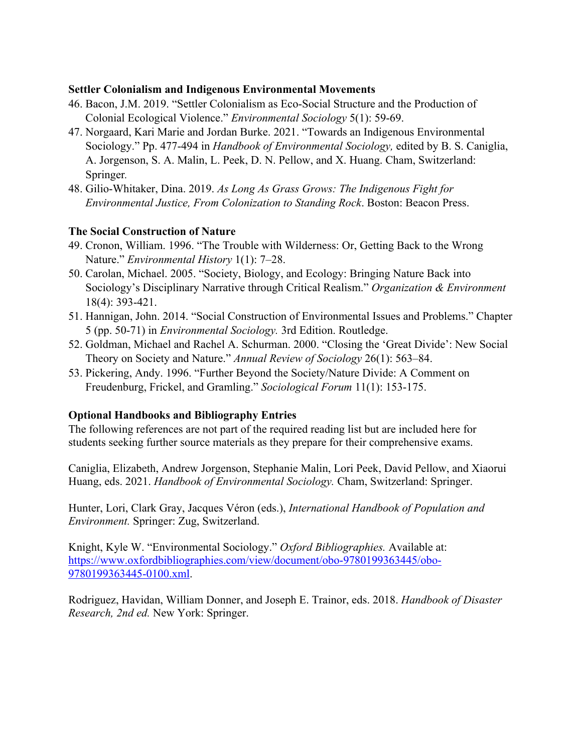**Settler Colonialism and Indigenous Environmental Movements**

46. Bacon, J.M. 2019. "Settler Colonialism as Eco-Social Structure and the Production of Colonial Ecological Violence." *Environmental Sociology* 5(1): 59-69.
47. Norgaard, Kari Marie and Jordan Burke. 2021. "Towards an Indigenous Environmental Sociology." Pp. 477-494 in *Handbook of Environmental Sociology,* edited by B. S. Caniglia, A. Jorgenson, S. A. Malin, L. Peek, D. N. Pellow, and X. Huang. Cham, Switzerland: Springer.
48. Gilio-Whitaker, Dina. 2019. *As Long As Grass Grows: The Indigenous Fight for Environmental Justice, From Colonization to Standing Rock*. Boston: Beacon Press.

**The Social Construction of Nature**

49. Cronon, William. 1996. "The Trouble with Wilderness: Or, Getting Back to the Wrong Nature." *Environmental History* 1(1): 7–28.
50. Carolan, Michael. 2005. "Society, Biology, and Ecology: Bringing Nature Back into Sociology's Disciplinary Narrative through Critical Realism." *Organization & Environment* 18(4): 393-421.
51. Hannigan, John. 2014. "Social Construction of Environmental Issues and Problems." Chapter 5 (pp. 50-71) in *Environmental Sociology.* 3rd Edition. Routledge.
52. Goldman, Michael and Rachel A. Schurman. 2000. "Closing the 'Great Divide': New Social Theory on Society and Nature." *Annual Review of Sociology* 26(1): 563–84.
53. Pickering, Andy. 1996. "Further Beyond the Society/Nature Divide: A Comment on Freudenburg, Frickel, and Gramling." *Sociological Forum* 11(1): 153-175.

**Optional Handbooks and Bibliography Entries**

The following references are not part of the required reading list but are included here for students seeking further source materials as they prepare for their comprehensive exams.

Caniglia, Elizabeth, Andrew Jorgenson, Stephanie Malin, Lori Peek, David Pellow, and Xiaorui Huang, eds. 2021. *Handbook of Environmental Sociology.* Cham, Switzerland: Springer.

Hunter, Lori, Clark Gray, Jacques Véron (eds.), *International Handbook of Population and Environment.* Springer: Zug, Switzerland.

Knight, Kyle W. "Environmental Sociology." *Oxford Bibliographies.* Available at: https://www.oxfordbibliographies.com/view/document/obo-9780199363445/obo-9780199363445-0100.xml.

Rodriguez, Havidan, William Donner, and Joseph E. Trainor, eds. 2018. *Handbook of Disaster Research, 2nd ed.* New York: Springer.